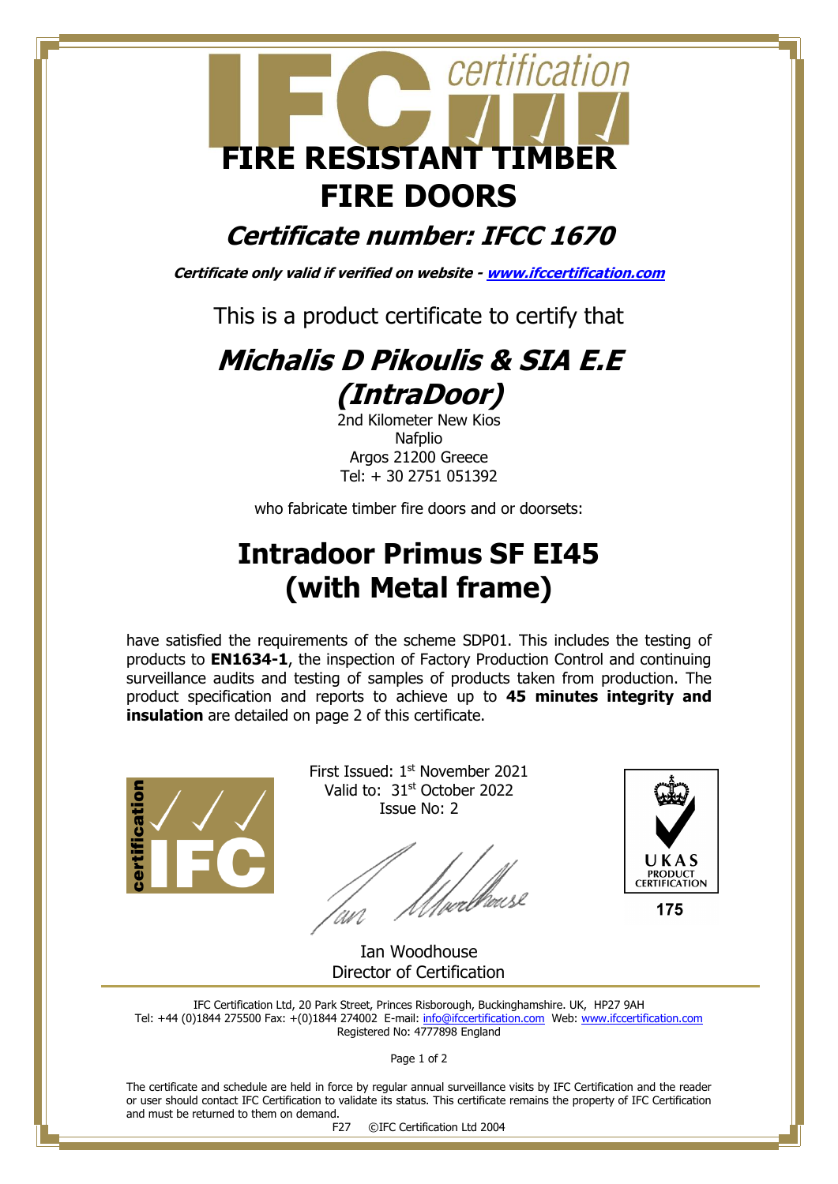# FIRE RESISTANT TIMBER FIRE DOORS

## *Certificate number: IFCC 1670*

***Certificate only valid if verified on website - [www.ifccertification.com](http://www.ifccertification.com)***

This is a product certificate to certify that

## *Michalis D Pikoulis & SIA E.E (IntraDoor)*

2nd Kilometer New Kios
Nafplio
Argos 21200 Greece
Tel: + 30 2751 051392

who fabricate timber fire doors and or doorsets:

# Intradoor Primus SF EI45 (with Metal frame)

have satisfied the requirements of the scheme SDP01. This includes the testing of products to **EN1634-1**, the inspection of Factory Production Control and continuing surveillance audits and testing of samples of products taken from production. The product specification and reports to achieve up to **45 minutes integrity and insulation** are detailed on page 2 of this certificate.

First Issued: 1st November 2021
Valid to: 31st October 2022
Issue No: 2

Ian Woodhouse
Director of Certification

UKAS PRODUCT CERTIFICATION 175

IFC Certification Ltd, 20 Park Street, Princes Risborough, Buckinghamshire. UK, HP27 9AH
Tel: +44 (0)1844 275500 Fax: +(0)1844 274002 E-mail: [info@ifccertification.com](mailto:info@ifccertification.com) Web: [www.ifccertification.com](http://www.ifccertification.com)
Registered No: 4777898 England

The certificate and schedule are held in force by regular annual surveillance visits by IFC Certification and the reader or user should contact IFC Certification to validate its status. This certificate remains the property of IFC Certification and must be returned to them on demand.

F27 ©IFC Certification Ltd 2004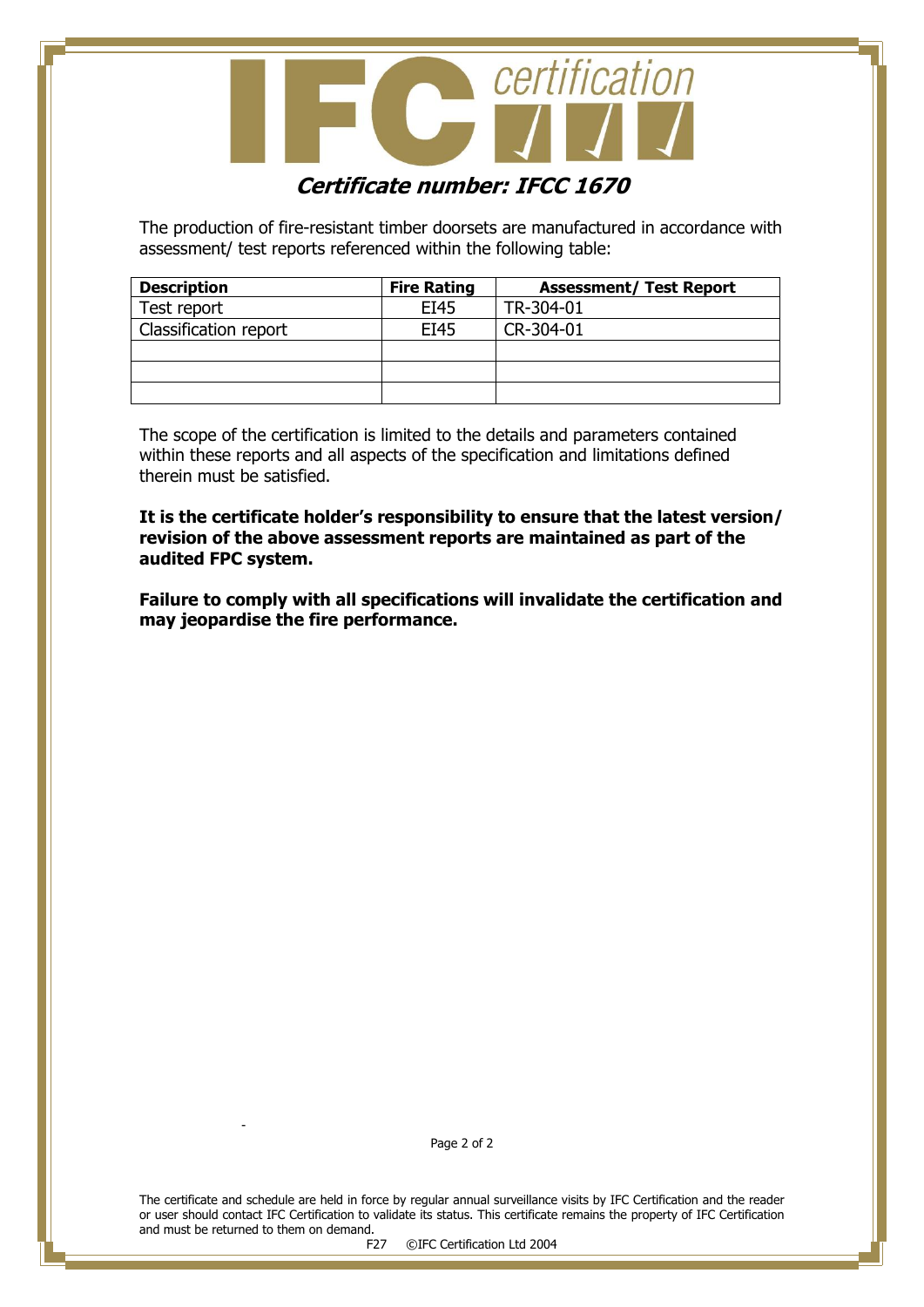**Certificate number: IFCC 1670**

The production of fire-resistant timber doorsets are manufactured in accordance with assessment/ test reports referenced within the following table:

| Description | Fire Rating | Assessment/ Test Report |
|---|---|---|
| Test report | EI45 | TR-304-01 |
| Classification report | EI45 | CR-304-01 |
| | | |
| | | |
| | | |

The scope of the certification is limited to the details and parameters contained within these reports and all aspects of the specification and limitations defined therein must be satisfied.

**It is the certificate holder's responsibility to ensure that the latest version/ revision of the above assessment reports are maintained as part of the audited FPC system.**

**Failure to comply with all specifications will invalidate the certification and may jeopardise the fire performance.**

The certificate and schedule are held in force by regular annual surveillance visits by IFC Certification and the reader or user should contact IFC Certification to validate its status. This certificate remains the property of IFC Certification and must be returned to them on demand.

F27 ©IFC Certification Ltd 2004